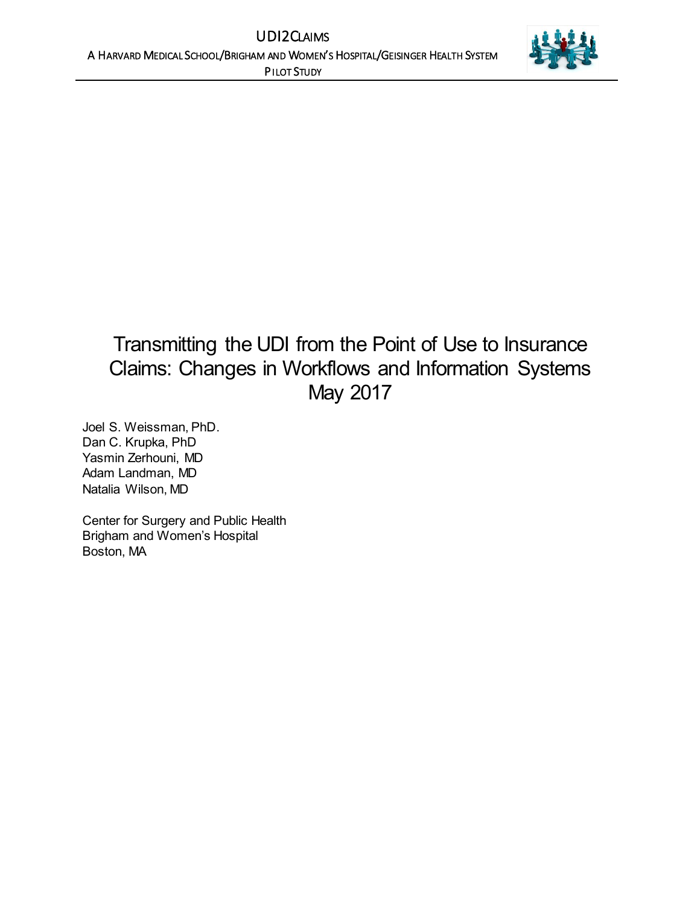UDI2Claims

A Harvard Medical School/Brigham and Women's Hospital/Geisinger Health System Pilot Study

# Transmitting the UDI from the Point of Use to Insurance Claims: Changes in Workflows and Information Systems May 2017

Joel S. Weissman, PhD.
Dan C. Krupka, PhD
Yasmin Zerhouni, MD
Adam Landman, MD
Natalia Wilson, MD

Center for Surgery and Public Health
Brigham and Women's Hospital
Boston, MA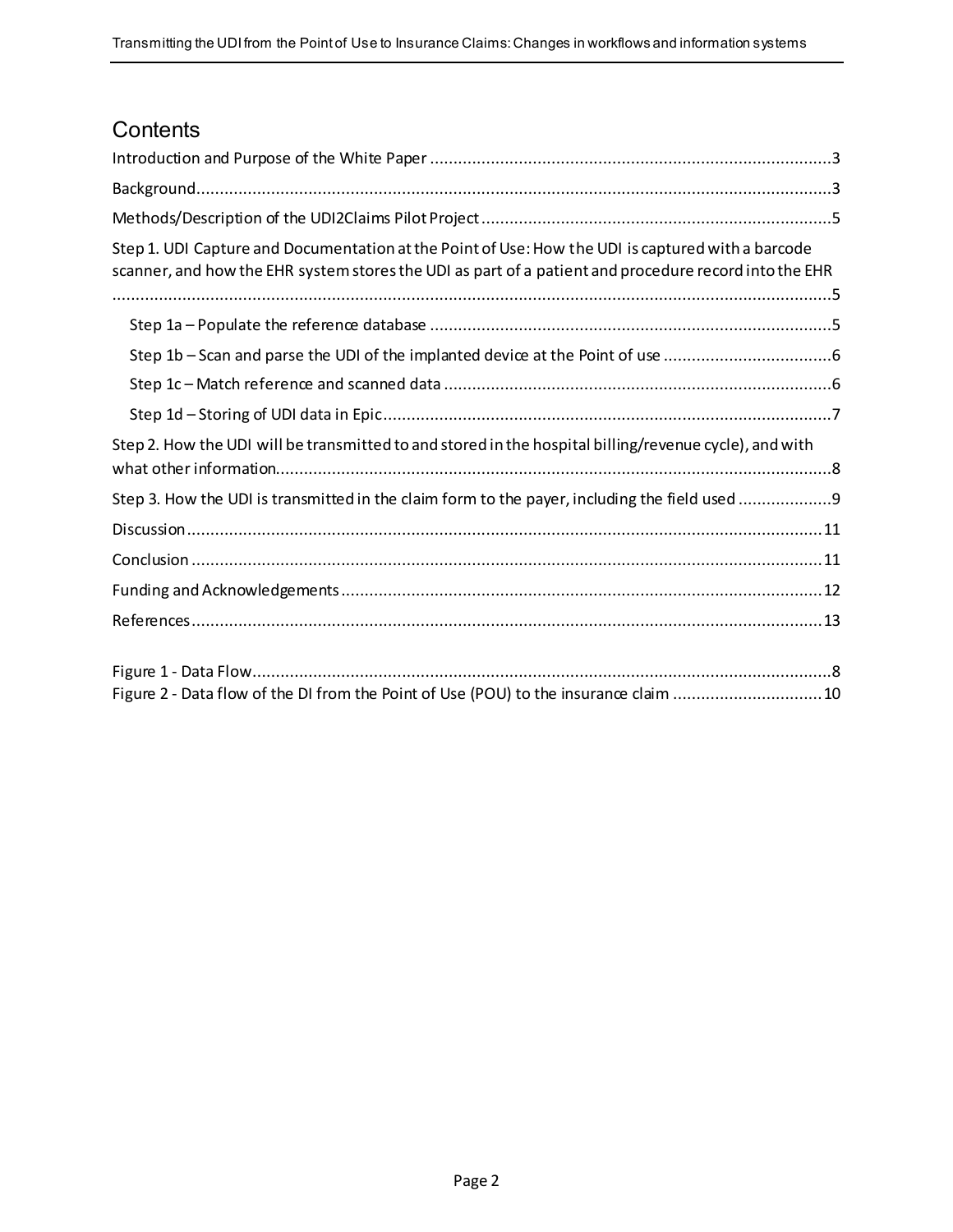# Contents

Introduction and Purpose of the White Paper ....................................................................................3

Background........................................................................................................................................3

Methods/Description of the UDI2Claims Pilot Project ..........................................................................5

Step 1. UDI Capture and Documentation at the Point of Use: How the UDI is captured with a barcode scanner, and how the EHR system stores the UDI as part of a patient and procedure record into the EHR ..........................................................................................................................................................5

- Step 1a – Populate the reference database .....................................................................................5
- Step 1b – Scan and parse the UDI of the implanted device at the Point of use ...................................6
- Step 1c – Match reference and scanned data ..................................................................................6
- Step 1d – Storing of UDI data in Epic ...............................................................................................7

Step 2. How the UDI will be transmitted to and stored in the hospital billing/revenue cycle), and with what other information......................................................................................................................8

Step 3. How the UDI is transmitted in the claim form to the payer, including the field used ....................9

Discussion........................................................................................................................................11

Conclusion .......................................................................................................................................11

Funding and Acknowledgements.......................................................................................................12

References.......................................................................................................................................13

Figure 1 - Data Flow............................................................................................................................8

Figure 2 - Data flow of the DI from the Point of Use (POU) to the insurance claim ...............................10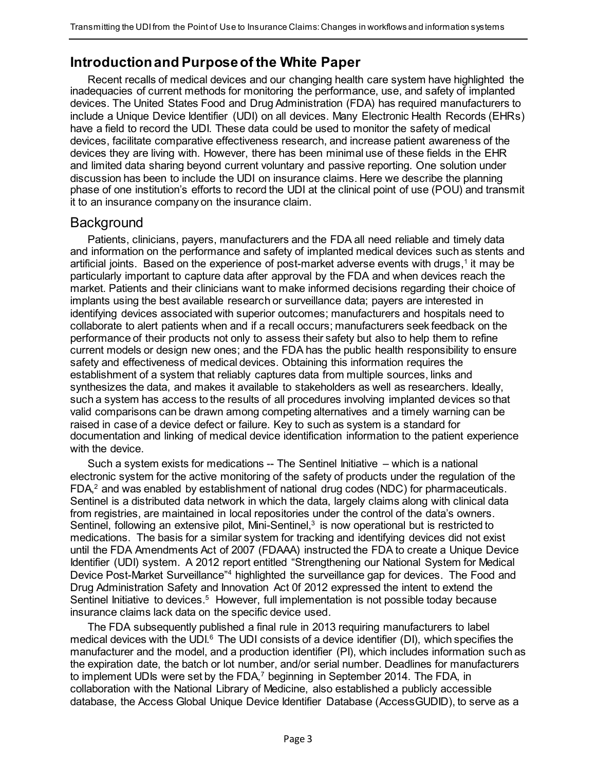## Introduction and Purpose of the White Paper

Recent recalls of medical devices and our changing health care system have highlighted the inadequacies of current methods for monitoring the performance, use, and safety of implanted devices. The United States Food and Drug Administration (FDA) has required manufacturers to include a Unique Device Identifier (UDI) on all devices. Many Electronic Health Records (EHRs) have a field to record the UDI. These data could be used to monitor the safety of medical devices, facilitate comparative effectiveness research, and increase patient awareness of the devices they are living with. However, there has been minimal use of these fields in the EHR and limited data sharing beyond current voluntary and passive reporting. One solution under discussion has been to include the UDI on insurance claims. Here we describe the planning phase of one institution's efforts to record the UDI at the clinical point of use (POU) and transmit it to an insurance company on the insurance claim.

## Background

Patients, clinicians, payers, manufacturers and the FDA all need reliable and timely data and information on the performance and safety of implanted medical devices such as stents and artificial joints. Based on the experience of post-market adverse events with drugs,[1] it may be particularly important to capture data after approval by the FDA and when devices reach the market. Patients and their clinicians want to make informed decisions regarding their choice of implants using the best available research or surveillance data; payers are interested in identifying devices associated with superior outcomes; manufacturers and hospitals need to collaborate to alert patients when and if a recall occurs; manufacturers seek feedback on the performance of their products not only to assess their safety but also to help them to refine current models or design new ones; and the FDA has the public health responsibility to ensure safety and effectiveness of medical devices. Obtaining this information requires the establishment of a system that reliably captures data from multiple sources, links and synthesizes the data, and makes it available to stakeholders as well as researchers. Ideally, such a system has access to the results of all procedures involving implanted devices so that valid comparisons can be drawn among competing alternatives and a timely warning can be raised in case of a device defect or failure. Key to such as system is a standard for documentation and linking of medical device identification information to the patient experience with the device.

Such a system exists for medications -- The Sentinel Initiative – which is a national electronic system for the active monitoring of the safety of products under the regulation of the FDA,[2] and was enabled by establishment of national drug codes (NDC) for pharmaceuticals. Sentinel is a distributed data network in which the data, largely claims along with clinical data from registries, are maintained in local repositories under the control of the data's owners. Sentinel, following an extensive pilot, Mini-Sentinel,[3] is now operational but is restricted to medications. The basis for a similar system for tracking and identifying devices did not exist until the FDA Amendments Act of 2007 (FDAAA) instructed the FDA to create a Unique Device Identifier (UDI) system. A 2012 report entitled "Strengthening our National System for Medical Device Post-Market Surveillance"[4] highlighted the surveillance gap for devices. The Food and Drug Administration Safety and Innovation Act 0f 2012 expressed the intent to extend the Sentinel Initiative to devices.[5] However, full implementation is not possible today because insurance claims lack data on the specific device used.

The FDA subsequently published a final rule in 2013 requiring manufacturers to label medical devices with the UDI.[6] The UDI consists of a device identifier (DI), which specifies the manufacturer and the model, and a production identifier (PI), which includes information such as the expiration date, the batch or lot number, and/or serial number. Deadlines for manufacturers to implement UDIs were set by the FDA,[7] beginning in September 2014. The FDA, in collaboration with the National Library of Medicine, also established a publicly accessible database, the Access Global Unique Device Identifier Database (AccessGUDID), to serve as a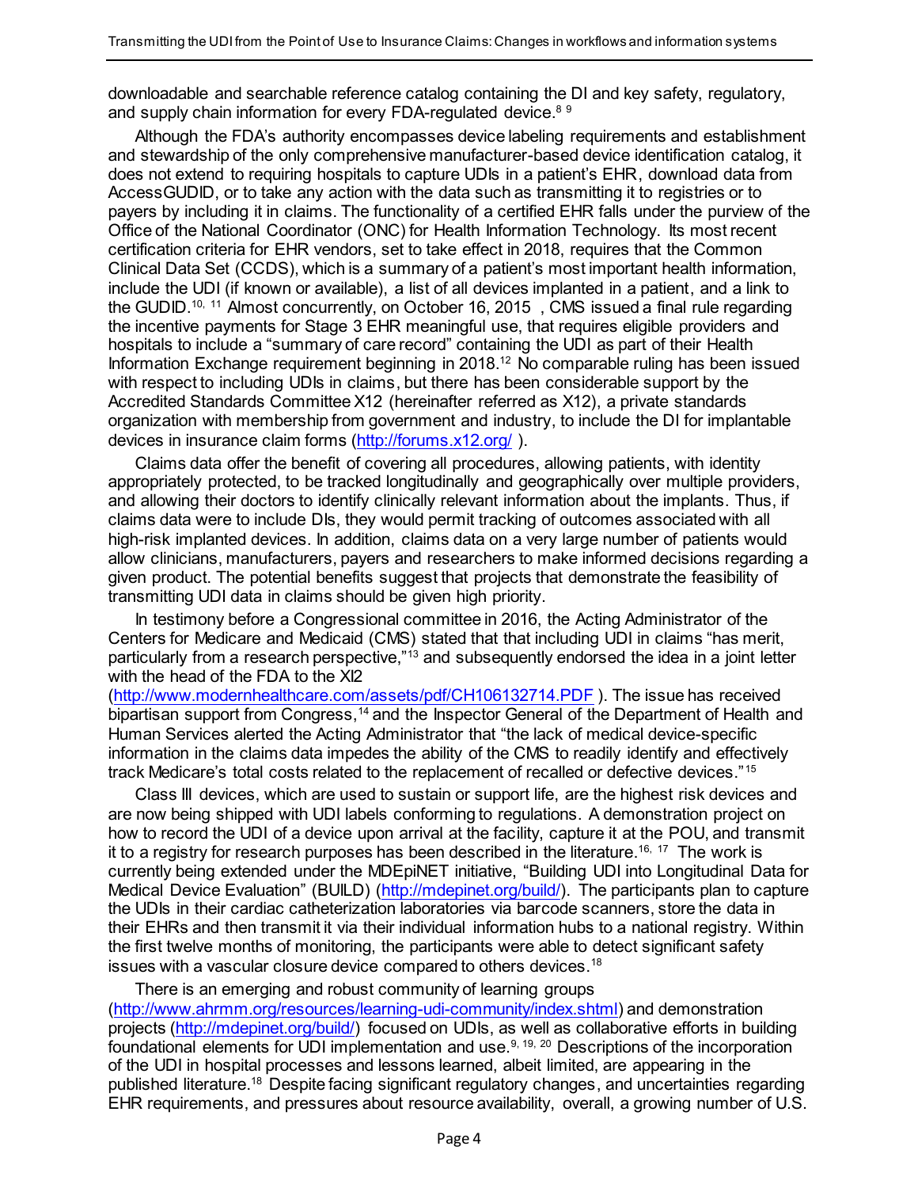downloadable and searchable reference catalog containing the DI and key safety, regulatory, and supply chain information for every FDA-regulated device.[8 9]

Although the FDA's authority encompasses device labeling requirements and establishment and stewardship of the only comprehensive manufacturer-based device identification catalog, it does not extend to requiring hospitals to capture UDIs in a patient's EHR, download data from AccessGUDID, or to take any action with the data such as transmitting it to registries or to payers by including it in claims. The functionality of a certified EHR falls under the purview of the Office of the National Coordinator (ONC) for Health Information Technology. Its most recent certification criteria for EHR vendors, set to take effect in 2018, requires that the Common Clinical Data Set (CCDS), which is a summary of a patient's most important health information, include the UDI (if known or available), a list of all devices implanted in a patient, and a link to the GUDID.[10, 11] Almost concurrently, on October 16, 2015 , CMS issued a final rule regarding the incentive payments for Stage 3 EHR meaningful use, that requires eligible providers and hospitals to include a "summary of care record" containing the UDI as part of their Health Information Exchange requirement beginning in 2018.[12] No comparable ruling has been issued with respect to including UDIs in claims, but there has been considerable support by the Accredited Standards Committee X12 (hereinafter referred as X12), a private standards organization with membership from government and industry, to include the DI for implantable devices in insurance claim forms (http://forums.x12.org/ ).

Claims data offer the benefit of covering all procedures, allowing patients, with identity appropriately protected, to be tracked longitudinally and geographically over multiple providers, and allowing their doctors to identify clinically relevant information about the implants. Thus, if claims data were to include DIs, they would permit tracking of outcomes associated with all high-risk implanted devices. In addition, claims data on a very large number of patients would allow clinicians, manufacturers, payers and researchers to make informed decisions regarding a given product. The potential benefits suggest that projects that demonstrate the feasibility of transmitting UDI data in claims should be given high priority.

In testimony before a Congressional committee in 2016, the Acting Administrator of the Centers for Medicare and Medicaid (CMS) stated that that including UDI in claims "has merit, particularly from a research perspective,"[13] and subsequently endorsed the idea in a joint letter with the head of the FDA to the Xl2 (http://www.modernhealthcare.com/assets/pdf/CH106132714.PDF ). The issue has received bipartisan support from Congress,[14] and the Inspector General of the Department of Health and Human Services alerted the Acting Administrator that "the lack of medical device-specific information in the claims data impedes the ability of the CMS to readily identify and effectively track Medicare's total costs related to the replacement of recalled or defective devices."[15]

Class III devices, which are used to sustain or support life, are the highest risk devices and are now being shipped with UDI labels conforming to regulations. A demonstration project on how to record the UDI of a device upon arrival at the facility, capture it at the POU, and transmit it to a registry for research purposes has been described in the literature.[16, 17] The work is currently being extended under the MDEpiNET initiative, "Building UDI into Longitudinal Data for Medical Device Evaluation" (BUILD) (http://mdepinet.org/build/). The participants plan to capture the UDIs in their cardiac catheterization laboratories via barcode scanners, store the data in their EHRs and then transmit it via their individual information hubs to a national registry. Within the first twelve months of monitoring, the participants were able to detect significant safety issues with a vascular closure device compared to others devices.[18]

There is an emerging and robust community of learning groups (http://www.ahrmm.org/resources/learning-udi-community/index.shtml) and demonstration projects (http://mdepinet.org/build/) focused on UDIs, as well as collaborative efforts in building foundational elements for UDI implementation and use.[9, 19, 20] Descriptions of the incorporation of the UDI in hospital processes and lessons learned, albeit limited, are appearing in the published literature.[18] Despite facing significant regulatory changes, and uncertainties regarding EHR requirements, and pressures about resource availability, overall, a growing number of U.S.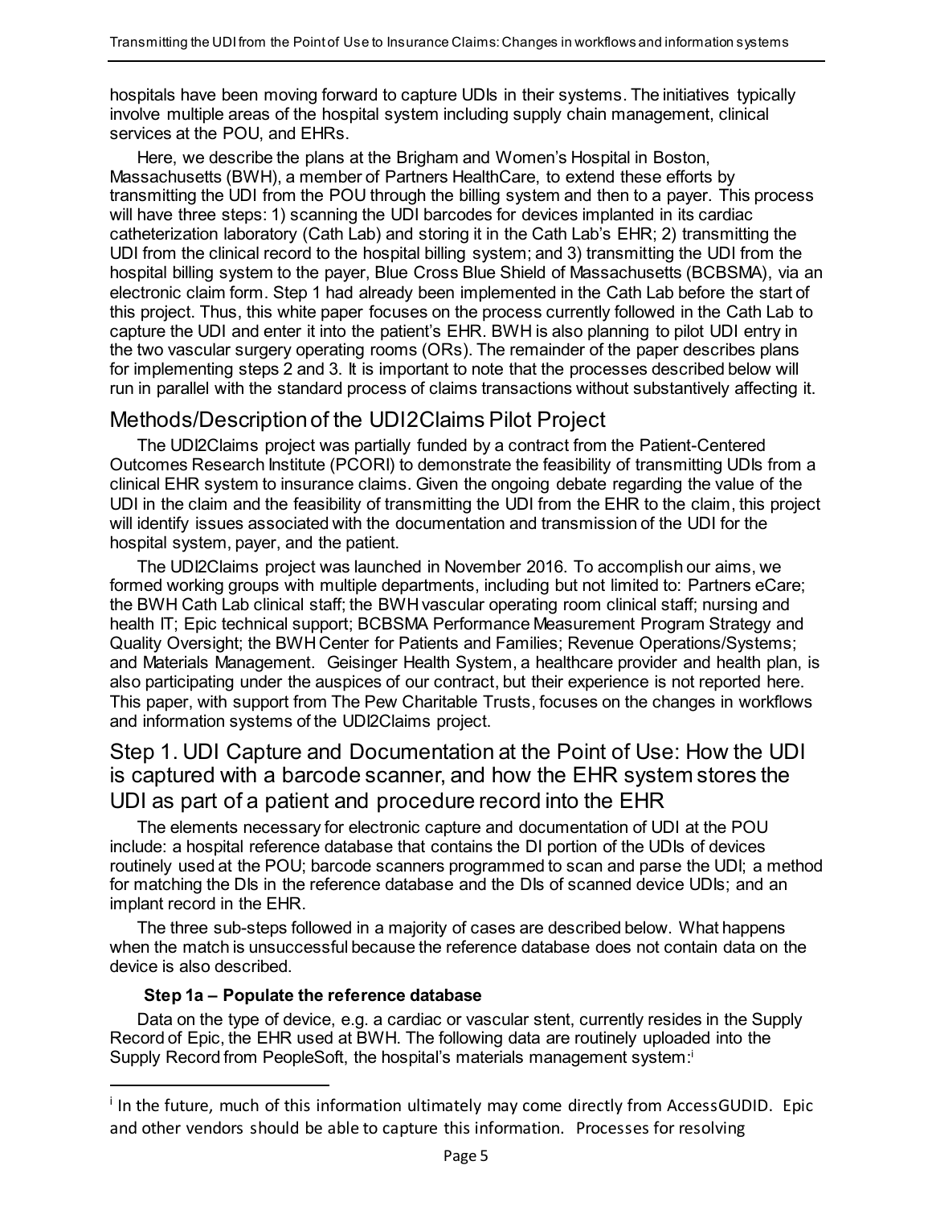hospitals have been moving forward to capture UDIs in their systems. The initiatives typically involve multiple areas of the hospital system including supply chain management, clinical services at the POU, and EHRs.

Here, we describe the plans at the Brigham and Women's Hospital in Boston, Massachusetts (BWH), a member of Partners HealthCare, to extend these efforts by transmitting the UDI from the POU through the billing system and then to a payer. This process will have three steps: 1) scanning the UDI barcodes for devices implanted in its cardiac catheterization laboratory (Cath Lab) and storing it in the Cath Lab's EHR; 2) transmitting the UDI from the clinical record to the hospital billing system; and 3) transmitting the UDI from the hospital billing system to the payer, Blue Cross Blue Shield of Massachusetts (BCBSMA), via an electronic claim form. Step 1 had already been implemented in the Cath Lab before the start of this project. Thus, this white paper focuses on the process currently followed in the Cath Lab to capture the UDI and enter it into the patient's EHR. BWH is also planning to pilot UDI entry in the two vascular surgery operating rooms (ORs). The remainder of the paper describes plans for implementing steps 2 and 3. It is important to note that the processes described below will run in parallel with the standard process of claims transactions without substantively affecting it.

## Methods/Description of the UDI2Claims Pilot Project

The UDI2Claims project was partially funded by a contract from the Patient-Centered Outcomes Research Institute (PCORI) to demonstrate the feasibility of transmitting UDIs from a clinical EHR system to insurance claims. Given the ongoing debate regarding the value of the UDI in the claim and the feasibility of transmitting the UDI from the EHR to the claim, this project will identify issues associated with the documentation and transmission of the UDI for the hospital system, payer, and the patient.

The UDI2Claims project was launched in November 2016. To accomplish our aims, we formed working groups with multiple departments, including but not limited to: Partners eCare; the BWH Cath Lab clinical staff; the BWH vascular operating room clinical staff; nursing and health IT; Epic technical support; BCBSMA Performance Measurement Program Strategy and Quality Oversight; the BWH Center for Patients and Families; Revenue Operations/Systems; and Materials Management. Geisinger Health System, a healthcare provider and health plan, is also participating under the auspices of our contract, but their experience is not reported here. This paper, with support from The Pew Charitable Trusts, focuses on the changes in workflows and information systems of the UDI2Claims project.

## Step 1. UDI Capture and Documentation at the Point of Use: How the UDI is captured with a barcode scanner, and how the EHR system stores the UDI as part of a patient and procedure record into the EHR

The elements necessary for electronic capture and documentation of UDI at the POU include: a hospital reference database that contains the DI portion of the UDIs of devices routinely used at the POU; barcode scanners programmed to scan and parse the UDI; a method for matching the DIs in the reference database and the DIs of scanned device UDIs; and an implant record in the EHR.

The three sub-steps followed in a majority of cases are described below. What happens when the match is unsuccessful because the reference database does not contain data on the device is also described.

#### Step 1a – Populate the reference database

Data on the type of device, e.g. a cardiac or vascular stent, currently resides in the Supply Record of Epic, the EHR used at BWH. The following data are routinely uploaded into the Supply Record from PeopleSoft, the hospital's materials management system:[i]

[i] In the future, much of this information ultimately may come directly from AccessGUDID. Epic and other vendors should be able to capture this information. Processes for resolving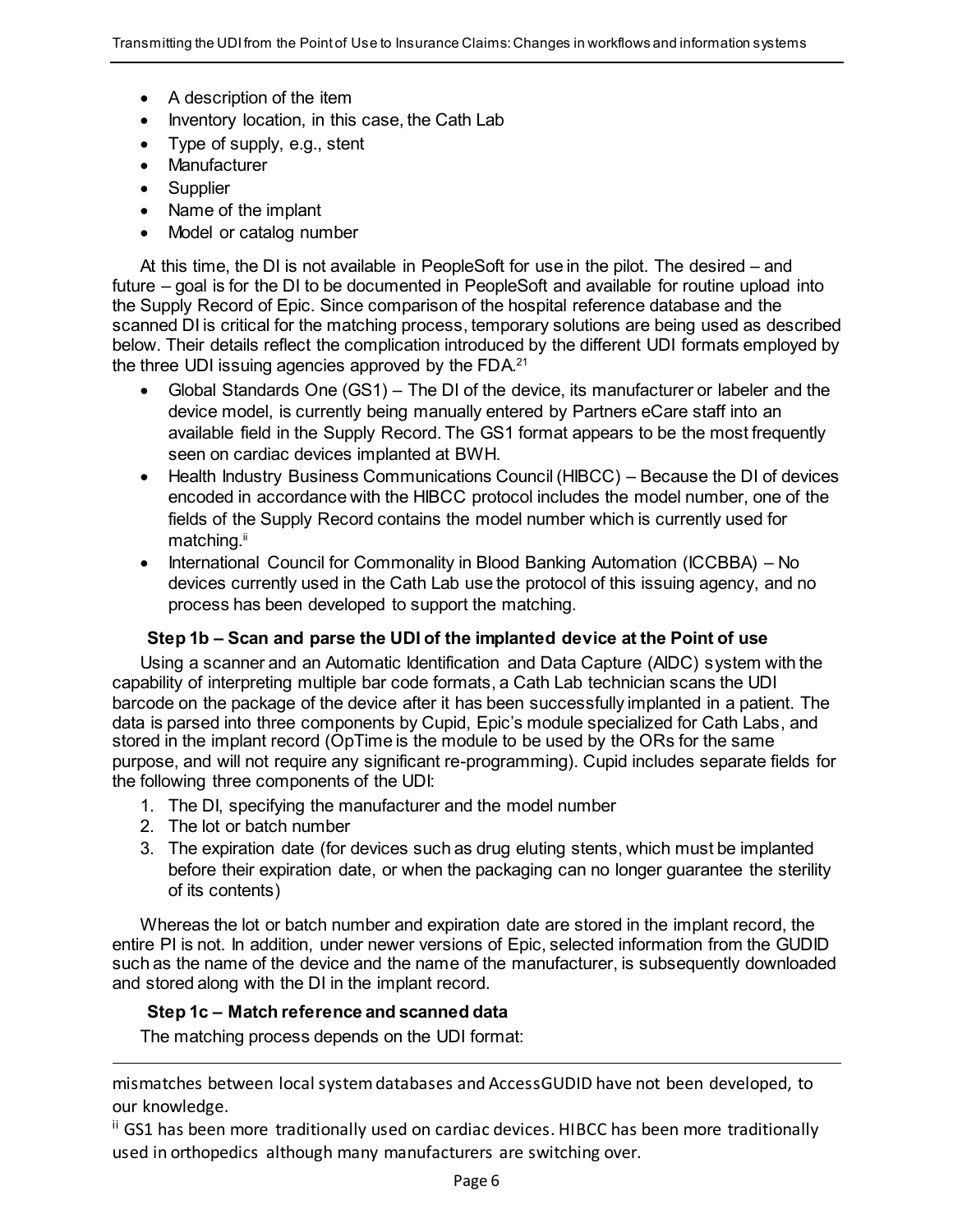- A description of the item
- Inventory location, in this case, the Cath Lab
- Type of supply, e.g., stent
- Manufacturer
- Supplier
- Name of the implant
- Model or catalog number

At this time, the DI is not available in PeopleSoft for use in the pilot. The desired – and future – goal is for the DI to be documented in PeopleSoft and available for routine upload into the Supply Record of Epic. Since comparison of the hospital reference database and the scanned DI is critical for the matching process, temporary solutions are being used as described below. Their details reflect the complication introduced by the different UDI formats employed by the three UDI issuing agencies approved by the FDA.[21]

- Global Standards One (GS1) – The DI of the device, its manufacturer or labeler and the device model, is currently being manually entered by Partners eCare staff into an available field in the Supply Record. The GS1 format appears to be the most frequently seen on cardiac devices implanted at BWH.
- Health Industry Business Communications Council (HIBCC) – Because the DI of devices encoded in accordance with the HIBCC protocol includes the model number, one of the fields of the Supply Record contains the model number which is currently used for matching.[ii]
- International Council for Commonality in Blood Banking Automation (ICCBBA) – No devices currently used in the Cath Lab use the protocol of this issuing agency, and no process has been developed to support the matching.

#### Step 1b – Scan and parse the UDI of the implanted device at the Point of use

Using a scanner and an Automatic Identification and Data Capture (AIDC) system with the capability of interpreting multiple bar code formats, a Cath Lab technician scans the UDI barcode on the package of the device after it has been successfully implanted in a patient. The data is parsed into three components by Cupid, Epic's module specialized for Cath Labs, and stored in the implant record (OpTime is the module to be used by the ORs for the same purpose, and will not require any significant re-programming). Cupid includes separate fields for the following three components of the UDI:

1. The DI, specifying the manufacturer and the model number
2. The lot or batch number
3. The expiration date (for devices such as drug eluting stents, which must be implanted before their expiration date, or when the packaging can no longer guarantee the sterility of its contents)

Whereas the lot or batch number and expiration date are stored in the implant record, the entire PI is not. In addition, under newer versions of Epic, selected information from the GUDID such as the name of the device and the name of the manufacturer, is subsequently downloaded and stored along with the DI in the implant record.

#### Step 1c – Match reference and scanned data

The matching process depends on the UDI format:

---

mismatches between local system databases and AccessGUDID have not been developed, to our knowledge.

[ii] GS1 has been more traditionally used on cardiac devices. HIBCC has been more traditionally used in orthopedics although many manufacturers are switching over.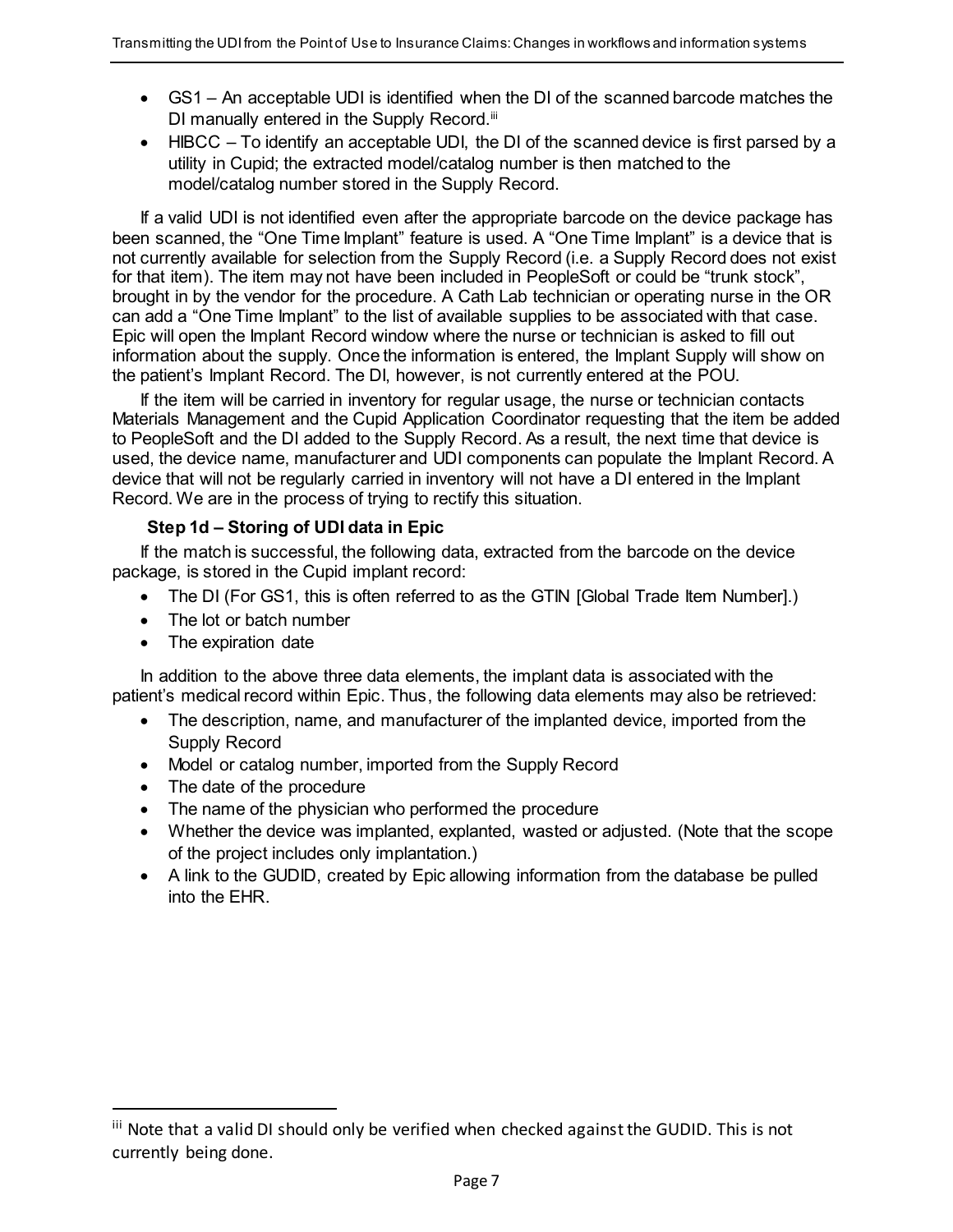- GS1 – An acceptable UDI is identified when the DI of the scanned barcode matches the DI manually entered in the Supply Record.[iii]
- HIBCC – To identify an acceptable UDI, the DI of the scanned device is first parsed by a utility in Cupid; the extracted model/catalog number is then matched to the model/catalog number stored in the Supply Record.

If a valid UDI is not identified even after the appropriate barcode on the device package has been scanned, the "One Time Implant" feature is used. A "One Time Implant" is a device that is not currently available for selection from the Supply Record (i.e. a Supply Record does not exist for that item). The item may not have been included in PeopleSoft or could be "trunk stock", brought in by the vendor for the procedure. A Cath Lab technician or operating nurse in the OR can add a "One Time Implant" to the list of available supplies to be associated with that case. Epic will open the Implant Record window where the nurse or technician is asked to fill out information about the supply. Once the information is entered, the Implant Supply will show on the patient's Implant Record. The DI, however, is not currently entered at the POU.

If the item will be carried in inventory for regular usage, the nurse or technician contacts Materials Management and the Cupid Application Coordinator requesting that the item be added to PeopleSoft and the DI added to the Supply Record. As a result, the next time that device is used, the device name, manufacturer and UDI components can populate the Implant Record. A device that will not be regularly carried in inventory will not have a DI entered in the Implant Record. We are in the process of trying to rectify this situation.

#### Step 1d – Storing of UDI data in Epic

If the match is successful, the following data, extracted from the barcode on the device package, is stored in the Cupid implant record:

- The DI (For GS1, this is often referred to as the GTIN [Global Trade Item Number].)
- The lot or batch number
- The expiration date

In addition to the above three data elements, the implant data is associated with the patient's medical record within Epic. Thus, the following data elements may also be retrieved:

- The description, name, and manufacturer of the implanted device, imported from the Supply Record
- Model or catalog number, imported from the Supply Record
- The date of the procedure
- The name of the physician who performed the procedure
- Whether the device was implanted, explanted, wasted or adjusted. (Note that the scope of the project includes only implantation.)
- A link to the GUDID, created by Epic allowing information from the database be pulled into the EHR.

[iii] Note that a valid DI should only be verified when checked against the GUDID. This is not currently being done.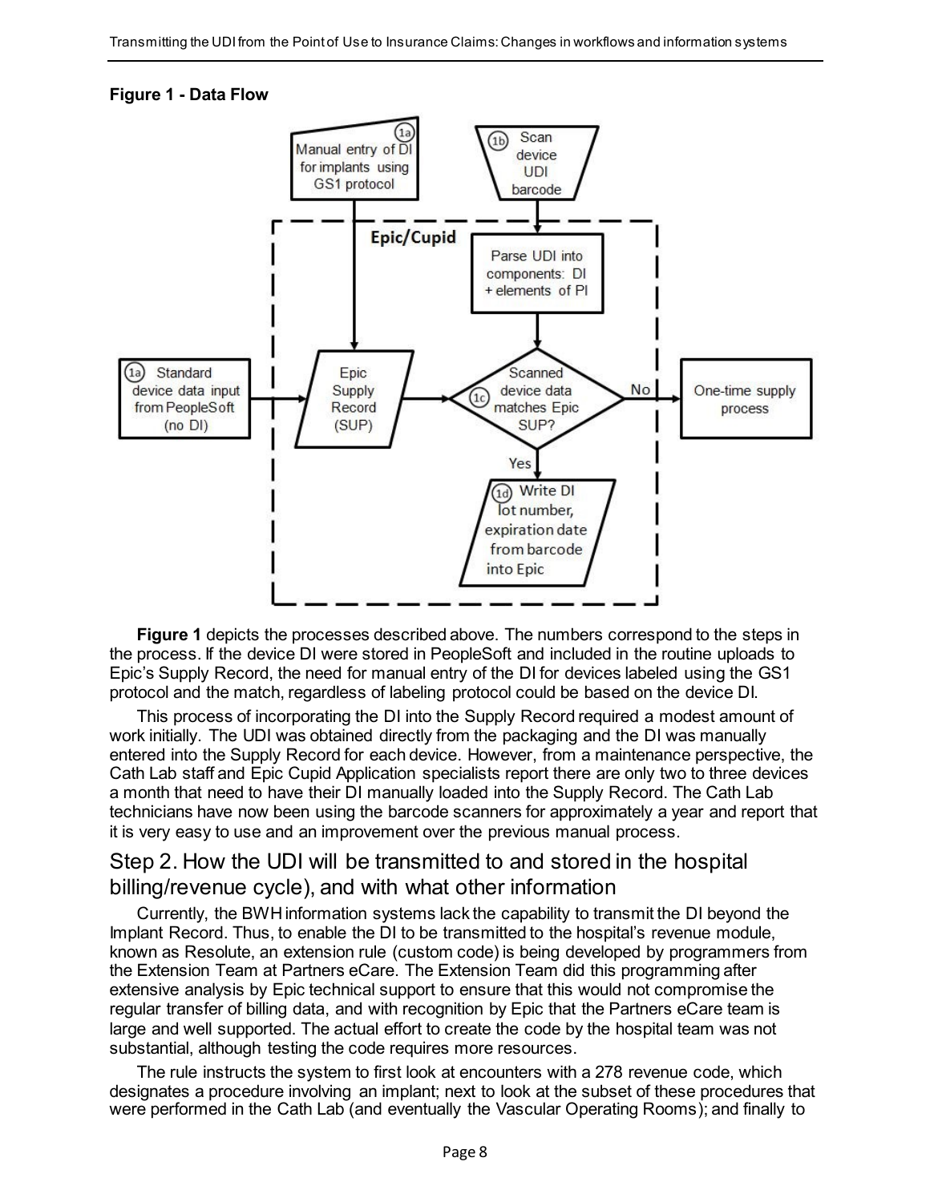**Figure 1 - Data Flow**

**Figure 1** depicts the processes described above. The numbers correspond to the steps in the process. If the device DI were stored in PeopleSoft and included in the routine uploads to Epic's Supply Record, the need for manual entry of the DI for devices labeled using the GS1 protocol and the match, regardless of labeling protocol could be based on the device DI.

This process of incorporating the DI into the Supply Record required a modest amount of work initially. The UDI was obtained directly from the packaging and the DI was manually entered into the Supply Record for each device. However, from a maintenance perspective, the Cath Lab staff and Epic Cupid Application specialists report there are only two to three devices a month that need to have their DI manually loaded into the Supply Record. The Cath Lab technicians have now been using the barcode scanners for approximately a year and report that it is very easy to use and an improvement over the previous manual process.

## Step 2. How the UDI will be transmitted to and stored in the hospital billing/revenue cycle), and with what other information

Currently, the BWH information systems lack the capability to transmit the DI beyond the Implant Record. Thus, to enable the DI to be transmitted to the hospital's revenue module, known as Resolute, an extension rule (custom code) is being developed by programmers from the Extension Team at Partners eCare. The Extension Team did this programming after extensive analysis by Epic technical support to ensure that this would not compromise the regular transfer of billing data, and with recognition by Epic that the Partners eCare team is large and well supported. The actual effort to create the code by the hospital team was not substantial, although testing the code requires more resources.

The rule instructs the system to first look at encounters with a 278 revenue code, which designates a procedure involving an implant; next to look at the subset of these procedures that were performed in the Cath Lab (and eventually the Vascular Operating Rooms); and finally to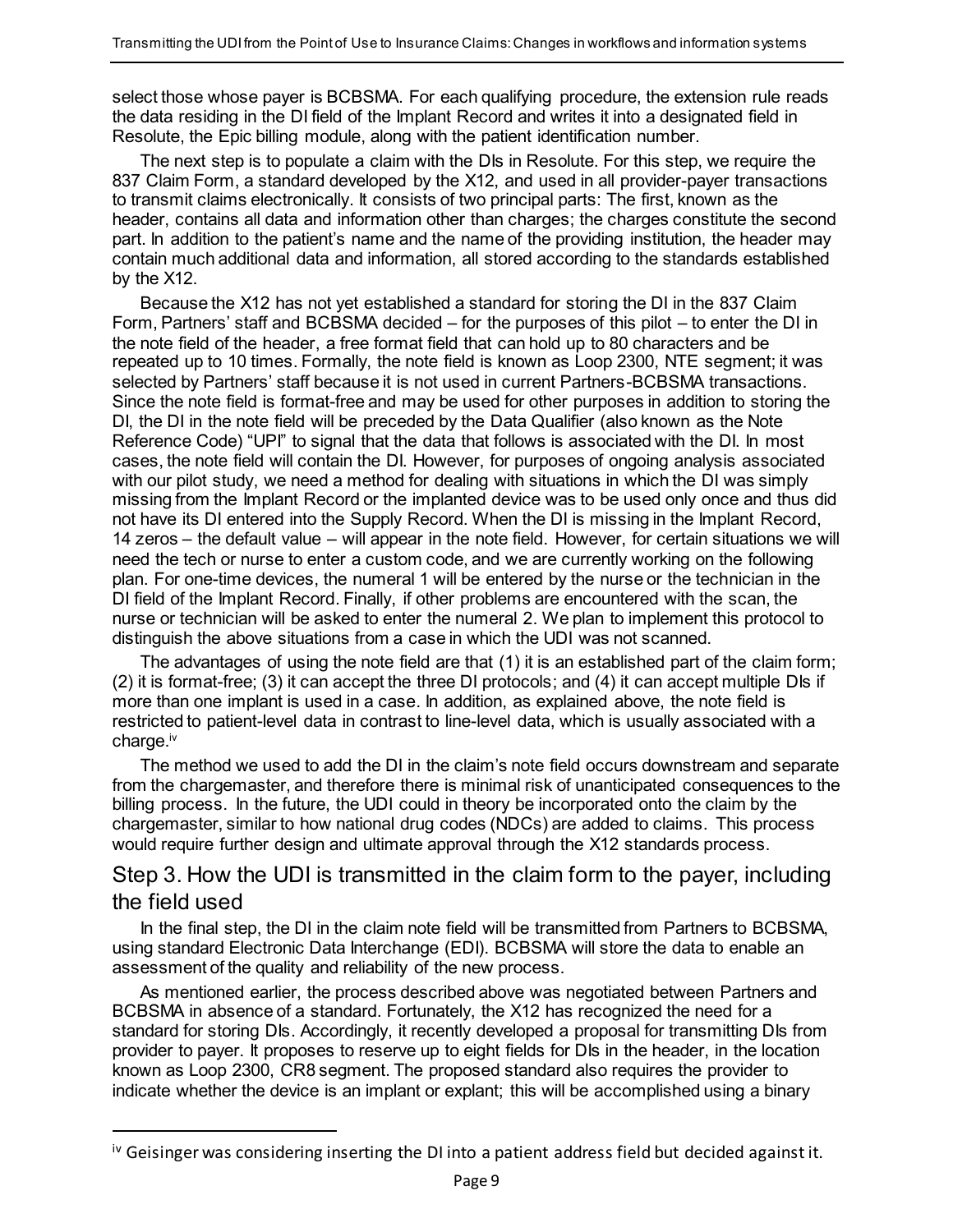select those whose payer is BCBSMA. For each qualifying procedure, the extension rule reads the data residing in the DI field of the Implant Record and writes it into a designated field in Resolute, the Epic billing module, along with the patient identification number.

The next step is to populate a claim with the DIs in Resolute. For this step, we require the 837 Claim Form, a standard developed by the X12, and used in all provider-payer transactions to transmit claims electronically. It consists of two principal parts: The first, known as the header, contains all data and information other than charges; the charges constitute the second part. In addition to the patient's name and the name of the providing institution, the header may contain much additional data and information, all stored according to the standards established by the X12.

Because the X12 has not yet established a standard for storing the DI in the 837 Claim Form, Partners' staff and BCBSMA decided – for the purposes of this pilot – to enter the DI in the note field of the header, a free format field that can hold up to 80 characters and be repeated up to 10 times. Formally, the note field is known as Loop 2300, NTE segment; it was selected by Partners' staff because it is not used in current Partners-BCBSMA transactions. Since the note field is format-free and may be used for other purposes in addition to storing the DI, the DI in the note field will be preceded by the Data Qualifier (also known as the Note Reference Code) "UPI" to signal that the data that follows is associated with the DI. In most cases, the note field will contain the DI. However, for purposes of ongoing analysis associated with our pilot study, we need a method for dealing with situations in which the DI was simply missing from the Implant Record or the implanted device was to be used only once and thus did not have its DI entered into the Supply Record. When the DI is missing in the Implant Record, 14 zeros – the default value – will appear in the note field. However, for certain situations we will need the tech or nurse to enter a custom code, and we are currently working on the following plan. For one-time devices, the numeral 1 will be entered by the nurse or the technician in the DI field of the Implant Record. Finally, if other problems are encountered with the scan, the nurse or technician will be asked to enter the numeral 2. We plan to implement this protocol to distinguish the above situations from a case in which the UDI was not scanned.

The advantages of using the note field are that (1) it is an established part of the claim form; (2) it is format-free; (3) it can accept the three DI protocols; and (4) it can accept multiple DIs if more than one implant is used in a case. In addition, as explained above, the note field is restricted to patient-level data in contrast to line-level data, which is usually associated with a charge.[iv]

The method we used to add the DI in the claim's note field occurs downstream and separate from the chargemaster, and therefore there is minimal risk of unanticipated consequences to the billing process. In the future, the UDI could in theory be incorporated onto the claim by the chargemaster, similar to how national drug codes (NDCs) are added to claims. This process would require further design and ultimate approval through the X12 standards process.

## Step 3. How the UDI is transmitted in the claim form to the payer, including the field used

In the final step, the DI in the claim note field will be transmitted from Partners to BCBSMA, using standard Electronic Data Interchange (EDI). BCBSMA will store the data to enable an assessment of the quality and reliability of the new process.

As mentioned earlier, the process described above was negotiated between Partners and BCBSMA in absence of a standard. Fortunately, the X12 has recognized the need for a standard for storing DIs. Accordingly, it recently developed a proposal for transmitting DIs from provider to payer. It proposes to reserve up to eight fields for DIs in the header, in the location known as Loop 2300, CR8 segment. The proposed standard also requires the provider to indicate whether the device is an implant or explant; this will be accomplished using a binary

---

[iv] Geisinger was considering inserting the DI into a patient address field but decided against it.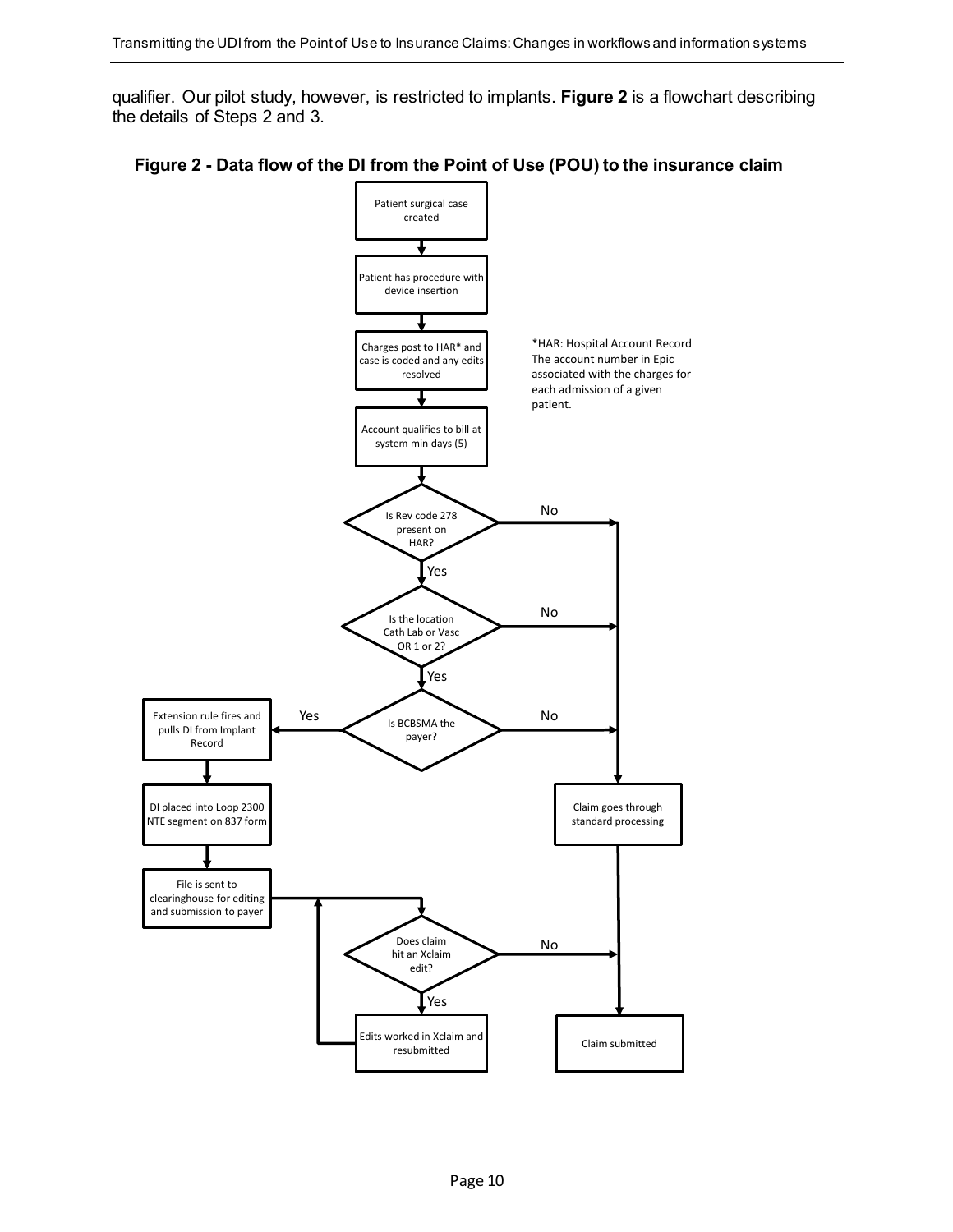qualifier. Our pilot study, however, is restricted to implants. **Figure 2** is a flowchart describing the details of Steps 2 and 3.

**Figure 2 - Data flow of the DI from the Point of Use (POU) to the insurance claim**

Patient surgical case created

Patient has procedure with device insertion

Charges post to HAR* and case is coded and any edits resolved

*HAR: Hospital Account Record The account number in Epic associated with the charges for each admission of a given patient.

Account qualifies to bill at system min days (5)

Is Rev code 278 present on HAR? — No / Yes

Is the location Cath Lab or Vasc OR 1 or 2? — No / Yes

Is BCBSMA the payer? — No / Yes

Extension rule fires and pulls DI from Implant Record

DI placed into Loop 2300 NTE segment on 837 form

File is sent to clearinghouse for editing and submission to payer

Claim goes through standard processing

Does claim hit an Xclaim edit? — No / Yes

Edits worked in Xclaim and resubmitted

Claim submitted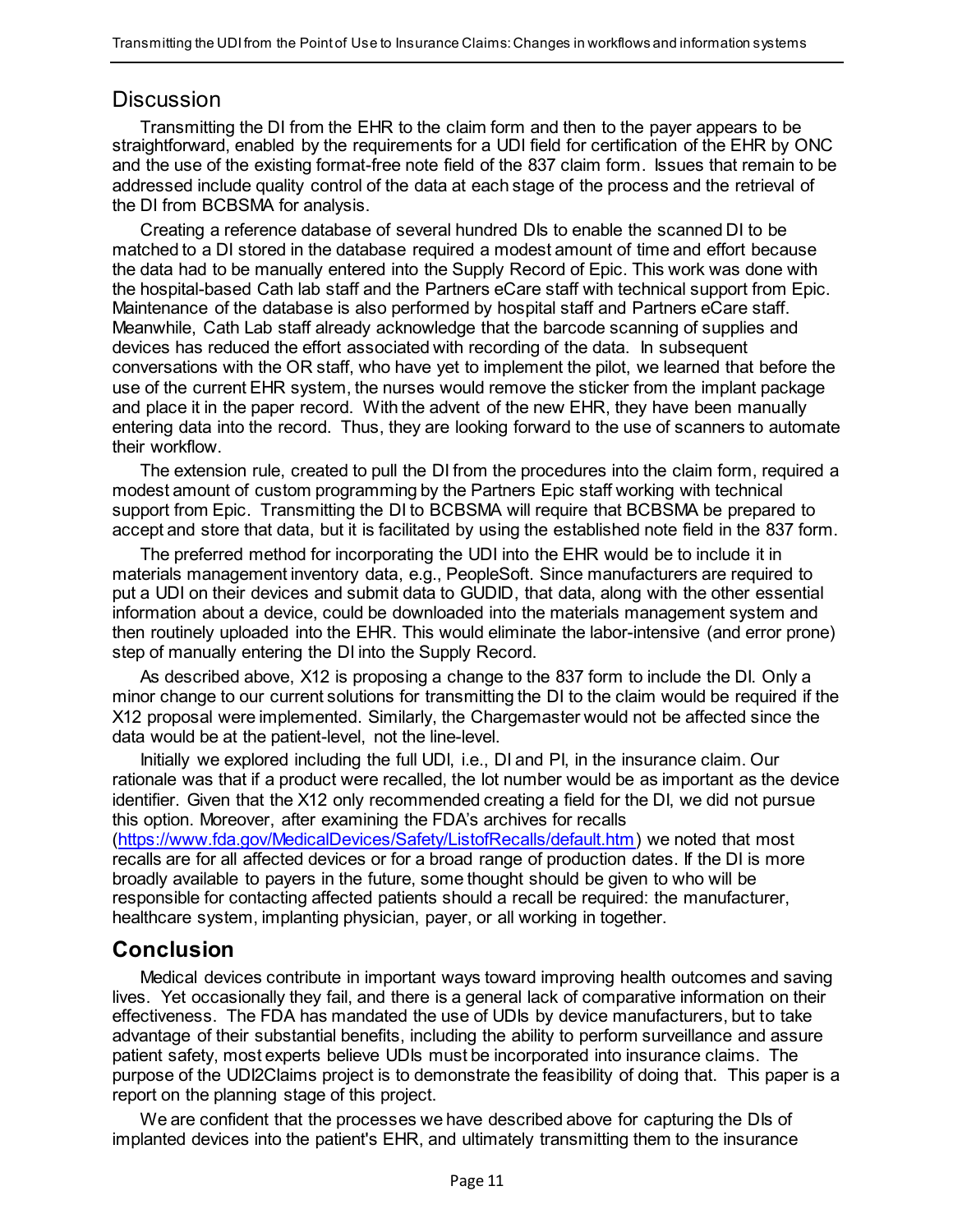## Discussion

Transmitting the DI from the EHR to the claim form and then to the payer appears to be straightforward, enabled by the requirements for a UDI field for certification of the EHR by ONC and the use of the existing format-free note field of the 837 claim form. Issues that remain to be addressed include quality control of the data at each stage of the process and the retrieval of the DI from BCBSMA for analysis.

Creating a reference database of several hundred DIs to enable the scanned DI to be matched to a DI stored in the database required a modest amount of time and effort because the data had to be manually entered into the Supply Record of Epic. This work was done with the hospital-based Cath lab staff and the Partners eCare staff with technical support from Epic. Maintenance of the database is also performed by hospital staff and Partners eCare staff. Meanwhile, Cath Lab staff already acknowledge that the barcode scanning of supplies and devices has reduced the effort associated with recording of the data. In subsequent conversations with the OR staff, who have yet to implement the pilot, we learned that before the use of the current EHR system, the nurses would remove the sticker from the implant package and place it in the paper record. With the advent of the new EHR, they have been manually entering data into the record. Thus, they are looking forward to the use of scanners to automate their workflow.

The extension rule, created to pull the DI from the procedures into the claim form, required a modest amount of custom programming by the Partners Epic staff working with technical support from Epic. Transmitting the DI to BCBSMA will require that BCBSMA be prepared to accept and store that data, but it is facilitated by using the established note field in the 837 form.

The preferred method for incorporating the UDI into the EHR would be to include it in materials management inventory data, e.g., PeopleSoft. Since manufacturers are required to put a UDI on their devices and submit data to GUDID, that data, along with the other essential information about a device, could be downloaded into the materials management system and then routinely uploaded into the EHR. This would eliminate the labor-intensive (and error prone) step of manually entering the DI into the Supply Record.

As described above, X12 is proposing a change to the 837 form to include the DI. Only a minor change to our current solutions for transmitting the DI to the claim would be required if the X12 proposal were implemented. Similarly, the Chargemaster would not be affected since the data would be at the patient-level, not the line-level.

Initially we explored including the full UDI, i.e., DI and PI, in the insurance claim. Our rationale was that if a product were recalled, the lot number would be as important as the device identifier. Given that the X12 only recommended creating a field for the DI, we did not pursue this option. Moreover, after examining the FDA's archives for recalls (https://www.fda.gov/MedicalDevices/Safety/ListofRecalls/default.htm) we noted that most recalls are for all affected devices or for a broad range of production dates. If the DI is more broadly available to payers in the future, some thought should be given to who will be responsible for contacting affected patients should a recall be required: the manufacturer, healthcare system, implanting physician, payer, or all working in together.

## Conclusion

Medical devices contribute in important ways toward improving health outcomes and saving lives. Yet occasionally they fail, and there is a general lack of comparative information on their effectiveness. The FDA has mandated the use of UDIs by device manufacturers, but to take advantage of their substantial benefits, including the ability to perform surveillance and assure patient safety, most experts believe UDIs must be incorporated into insurance claims. The purpose of the UDI2Claims project is to demonstrate the feasibility of doing that. This paper is a report on the planning stage of this project.

We are confident that the processes we have described above for capturing the DIs of implanted devices into the patient's EHR, and ultimately transmitting them to the insurance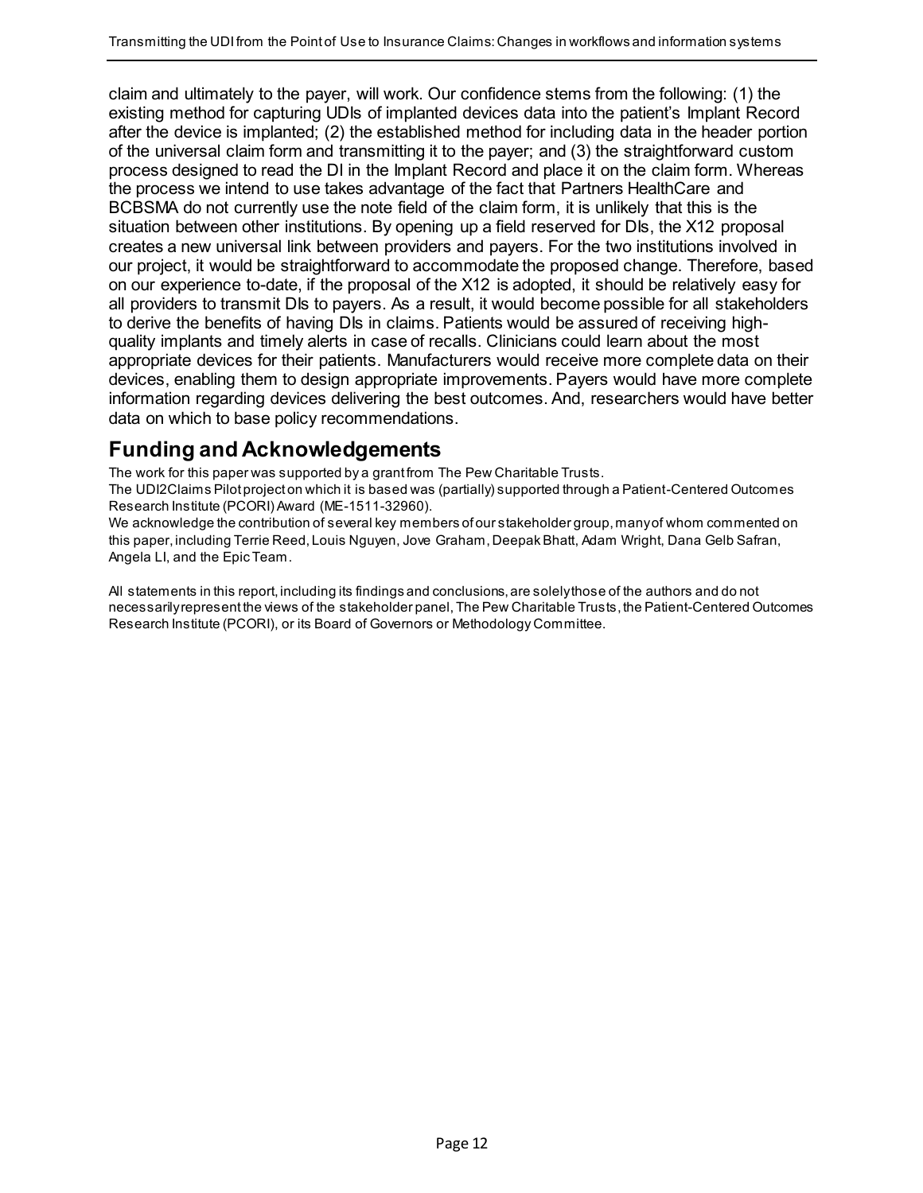claim and ultimately to the payer, will work. Our confidence stems from the following: (1) the existing method for capturing UDIs of implanted devices data into the patient's Implant Record after the device is implanted; (2) the established method for including data in the header portion of the universal claim form and transmitting it to the payer; and (3) the straightforward custom process designed to read the DI in the Implant Record and place it on the claim form. Whereas the process we intend to use takes advantage of the fact that Partners HealthCare and BCBSMA do not currently use the note field of the claim form, it is unlikely that this is the situation between other institutions. By opening up a field reserved for DIs, the X12 proposal creates a new universal link between providers and payers. For the two institutions involved in our project, it would be straightforward to accommodate the proposed change. Therefore, based on our experience to-date, if the proposal of the X12 is adopted, it should be relatively easy for all providers to transmit DIs to payers. As a result, it would become possible for all stakeholders to derive the benefits of having DIs in claims. Patients would be assured of receiving high-quality implants and timely alerts in case of recalls. Clinicians could learn about the most appropriate devices for their patients. Manufacturers would receive more complete data on their devices, enabling them to design appropriate improvements. Payers would have more complete information regarding devices delivering the best outcomes. And, researchers would have better data on which to base policy recommendations.

## Funding and Acknowledgements

The work for this paper was supported by a grant from The Pew Charitable Trusts.
The UDI2Claims Pilot project on which it is based was (partially) supported through a Patient-Centered Outcomes Research Institute (PCORI) Award (ME-1511-32960).
We acknowledge the contribution of several key members of our stakeholder group, many of whom commented on this paper, including Terrie Reed, Louis Nguyen, Jove Graham, Deepak Bhatt, Adam Wright, Dana Gelb Safran, Angela LI, and the Epic Team.

All statements in this report, including its findings and conclusions, are solely those of the authors and do not necessarily represent the views of the stakeholder panel, The Pew Charitable Trusts, the Patient-Centered Outcomes Research Institute (PCORI), or its Board of Governors or Methodology Committee.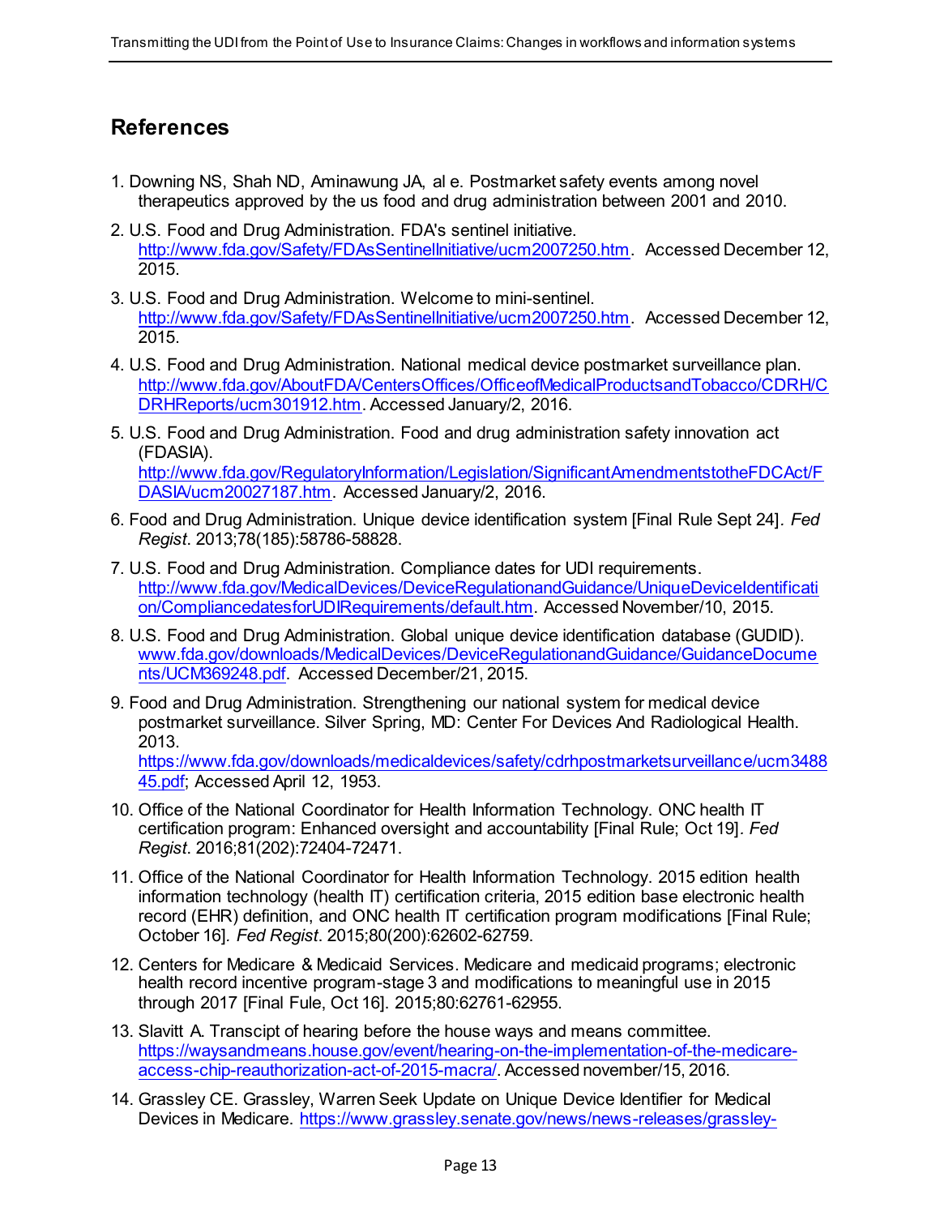## References

1. Downing NS, Shah ND, Aminawung JA, al e. Postmarket safety events among novel therapeutics approved by the us food and drug administration between 2001 and 2010.
2. U.S. Food and Drug Administration. FDA's sentinel initiative. http://www.fda.gov/Safety/FDAsSentinelInitiative/ucm2007250.htm. Accessed December 12, 2015.
3. U.S. Food and Drug Administration. Welcome to mini-sentinel. http://www.fda.gov/Safety/FDAsSentinelInitiative/ucm2007250.htm. Accessed December 12, 2015.
4. U.S. Food and Drug Administration. National medical device postmarket surveillance plan. http://www.fda.gov/AboutFDA/CentersOffices/OfficeofMedicalProductsandTobacco/CDRH/CDRHReports/ucm301912.htm. Accessed January/2, 2016.
5. U.S. Food and Drug Administration. Food and drug administration safety innovation act (FDASIA). http://www.fda.gov/RegulatoryInformation/Legislation/SignificantAmendmentstotheFDCAct/FDASIA/ucm20027187.htm. Accessed January/2, 2016.
6. Food and Drug Administration. Unique device identification system [Final Rule Sept 24]. *Fed Regist*. 2013;78(185):58786-58828.
7. U.S. Food and Drug Administration. Compliance dates for UDI requirements. http://www.fda.gov/MedicalDevices/DeviceRegulationandGuidance/UniqueDeviceIdentification/CompliancedatesforUDIRequirements/default.htm. Accessed November/10, 2015.
8. U.S. Food and Drug Administration. Global unique device identification database (GUDID). www.fda.gov/downloads/MedicalDevices/DeviceRegulationandGuidance/GuidanceDocuments/UCM369248.pdf. Accessed December/21, 2015.
9. Food and Drug Administration. Strengthening our national system for medical device postmarket surveillance. Silver Spring, MD: Center For Devices And Radiological Health. 2013. https://www.fda.gov/downloads/medicaldevices/safety/cdrhpostmarketsurveillance/ucm348845.pdf; Accessed April 12, 1953.
10. Office of the National Coordinator for Health Information Technology. ONC health IT certification program: Enhanced oversight and accountability [Final Rule; Oct 19]. *Fed Regist*. 2016;81(202):72404-72471.
11. Office of the National Coordinator for Health Information Technology. 2015 edition health information technology (health IT) certification criteria, 2015 edition base electronic health record (EHR) definition, and ONC health IT certification program modifications [Final Rule; October 16]. *Fed Regist*. 2015;80(200):62602-62759.
12. Centers for Medicare & Medicaid Services. Medicare and medicaid programs; electronic health record incentive program-stage 3 and modifications to meaningful use in 2015 through 2017 [Final Fule, Oct 16]. 2015;80:62761-62955.
13. Slavitt A. Transcipt of hearing before the house ways and means committee. https://waysandmeans.house.gov/event/hearing-on-the-implementation-of-the-medicare-access-chip-reauthorization-act-of-2015-macra/. Accessed november/15, 2016.
14. Grassley CE. Grassley, Warren Seek Update on Unique Device Identifier for Medical Devices in Medicare. https://www.grassley.senate.gov/news/news-releases/grassley-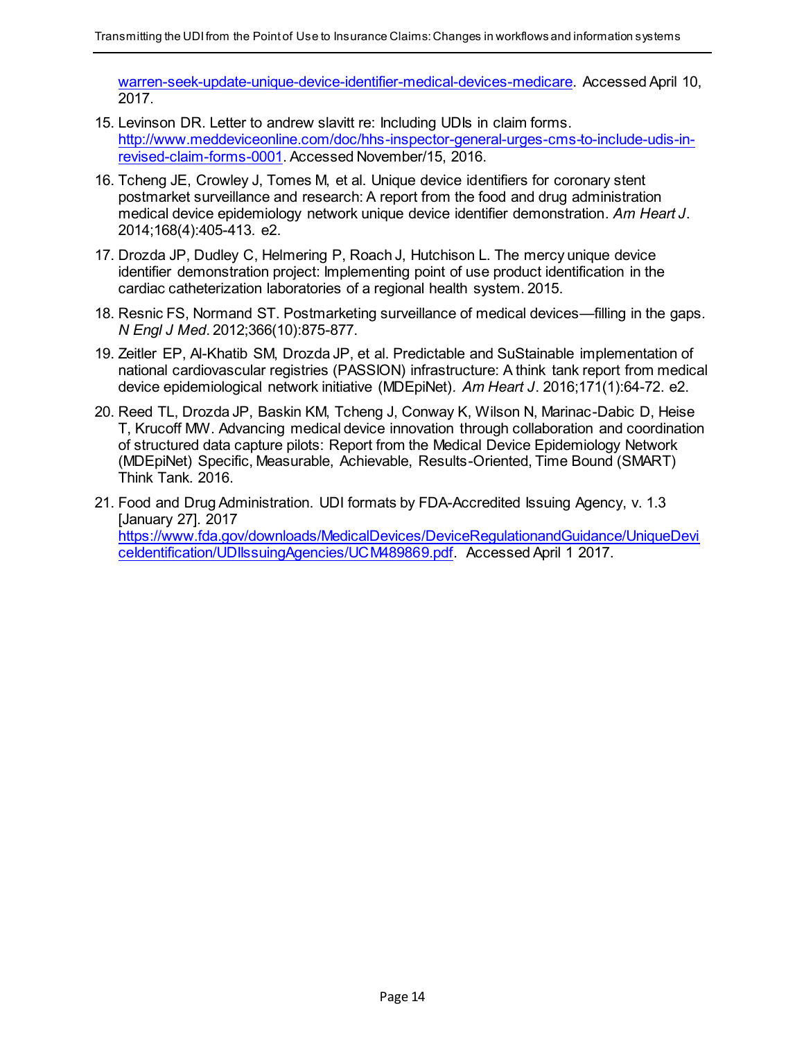warren-seek-update-unique-device-identifier-medical-devices-medicare. Accessed April 10, 2017.

15. Levinson DR. Letter to andrew slavitt re: Including UDIs in claim forms. http://www.meddeviceonline.com/doc/hhs-inspector-general-urges-cms-to-include-udis-in-revised-claim-forms-0001. Accessed November/15, 2016.
16. Tcheng JE, Crowley J, Tomes M, et al. Unique device identifiers for coronary stent postmarket surveillance and research: A report from the food and drug administration medical device epidemiology network unique device identifier demonstration. *Am Heart J*. 2014;168(4):405-413. e2.
17. Drozda JP, Dudley C, Helmering P, Roach J, Hutchison L. The mercy unique device identifier demonstration project: Implementing point of use product identification in the cardiac catheterization laboratories of a regional health system. 2015.
18. Resnic FS, Normand ST. Postmarketing surveillance of medical devices—filling in the gaps. *N Engl J Med*. 2012;366(10):875-877.
19. Zeitler EP, Al-Khatib SM, Drozda JP, et al. Predictable and SuStainable implementation of national cardiovascular registries (PASSION) infrastructure: A think tank report from medical device epidemiological network initiative (MDEpiNet). *Am Heart J*. 2016;171(1):64-72. e2.
20. Reed TL, Drozda JP, Baskin KM, Tcheng J, Conway K, Wilson N, Marinac-Dabic D, Heise T, Krucoff MW. Advancing medical device innovation through collaboration and coordination of structured data capture pilots: Report from the Medical Device Epidemiology Network (MDEpiNet) Specific, Measurable, Achievable, Results-Oriented, Time Bound (SMART) Think Tank. 2016.
21. Food and Drug Administration. UDI formats by FDA-Accredited Issuing Agency, v. 1.3 [January 27]. 2017 https://www.fda.gov/downloads/MedicalDevices/DeviceRegulationandGuidance/UniqueDeviceIdentification/UDIIssuingAgencies/UCM489869.pdf. Accessed April 1 2017.